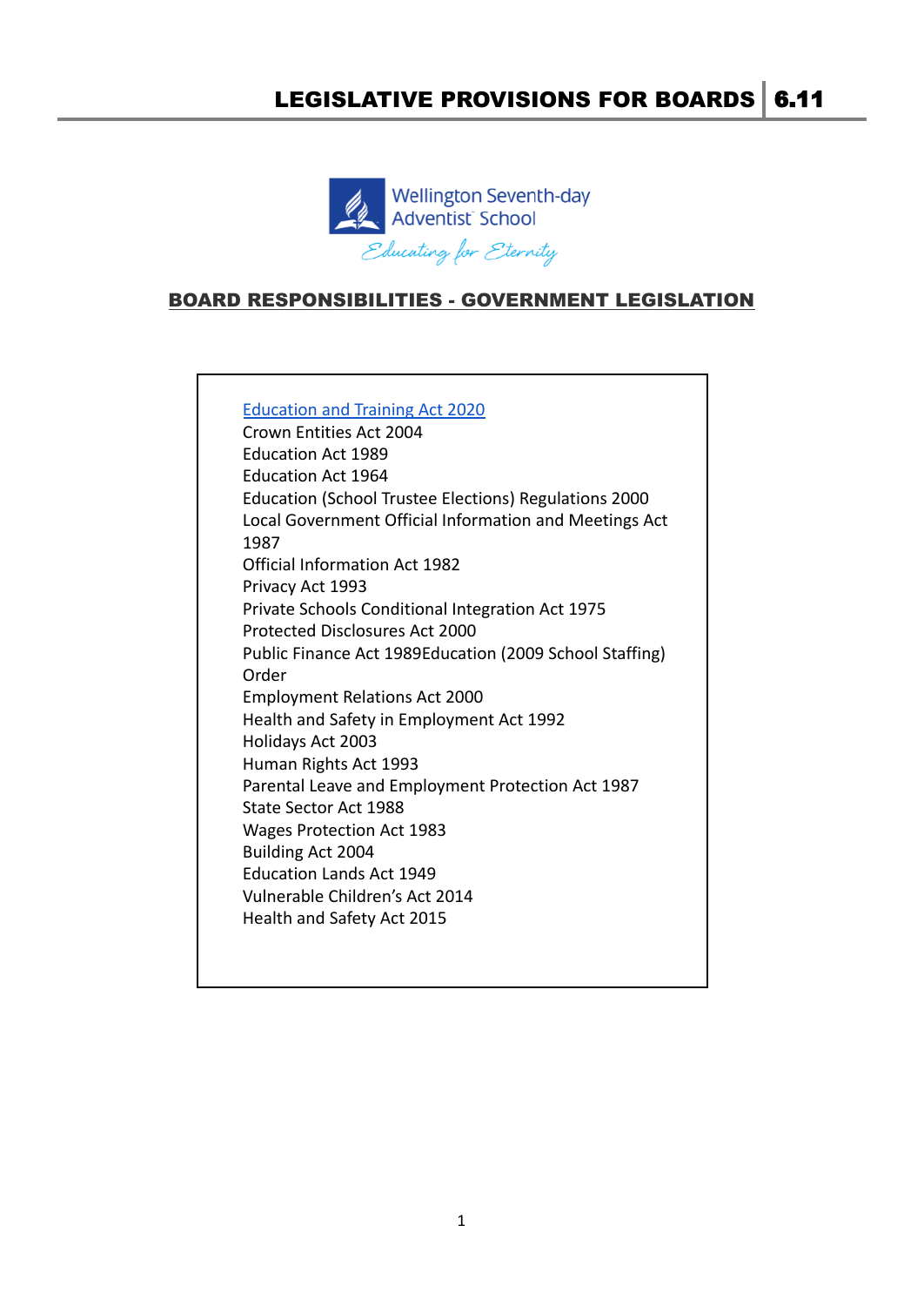# LEGISLATIVE PROVISIONS FOR BOARDS 6.11

Wellington Seventh-day Adventist School

*Educating for Eternity*

## BOARD RESPONSIBILITIES - GOVERNMENT LEGISLATION

Education and Training Act 2020
Crown Entities Act 2004
Education Act 1989
Education Act 1964
Education (School Trustee Elections) Regulations 2000
Local Government Official Information and Meetings Act 1987
Official Information Act 1982
Privacy Act 1993
Private Schools Conditional Integration Act 1975
Protected Disclosures Act 2000
Public Finance Act 1989Education (2009 School Staffing) Order
Employment Relations Act 2000
Health and Safety in Employment Act 1992
Holidays Act 2003
Human Rights Act 1993
Parental Leave and Employment Protection Act 1987
State Sector Act 1988
Wages Protection Act 1983
Building Act 2004
Education Lands Act 1949
Vulnerable Children's Act 2014
Health and Safety Act 2015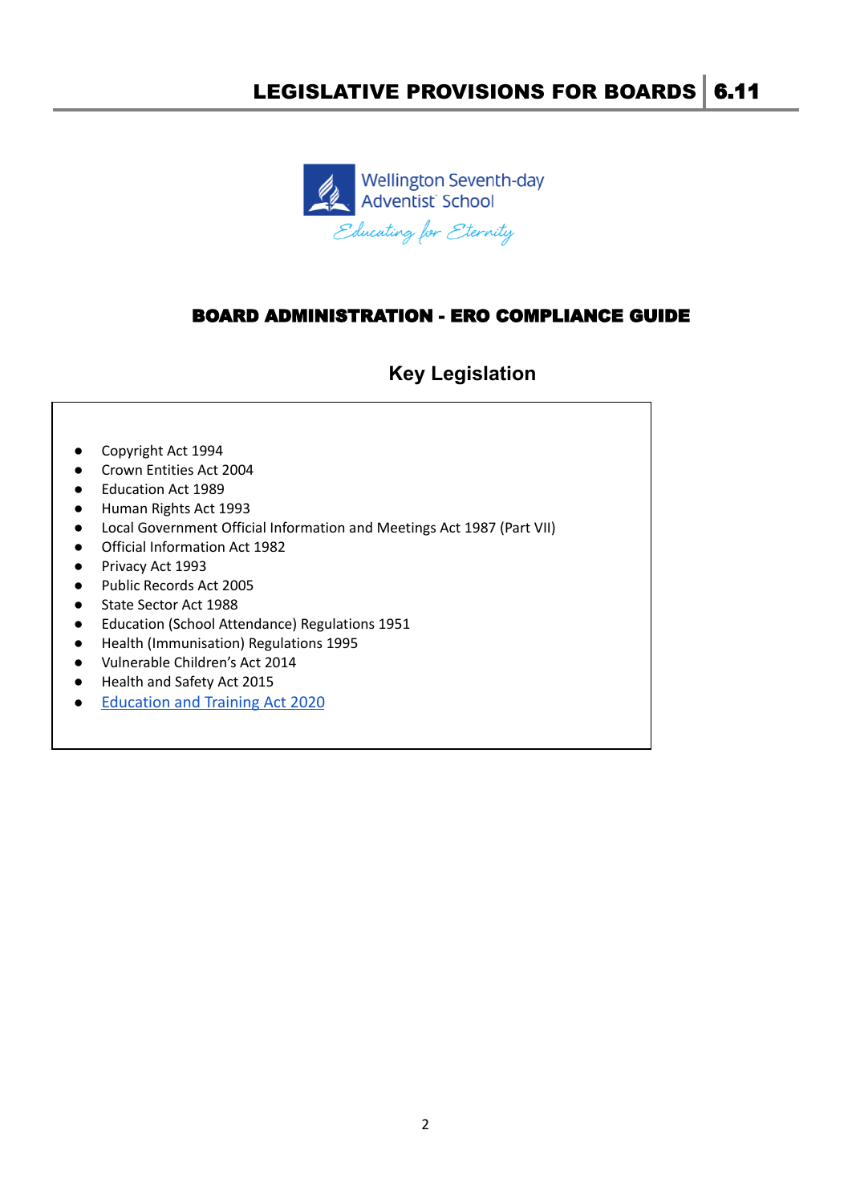# LEGISLATIVE PROVISIONS FOR BOARDS 6.11

Wellington Seventh-day Adventist School

*Educating for Eternity*

## BOARD ADMINISTRATION - ERO COMPLIANCE GUIDE

### Key Legislation

- Copyright Act 1994
- Crown Entities Act 2004
- Education Act 1989
- Human Rights Act 1993
- Local Government Official Information and Meetings Act 1987 (Part VII)
- Official Information Act 1982
- Privacy Act 1993
- Public Records Act 2005
- State Sector Act 1988
- Education (School Attendance) Regulations 1951
- Health (Immunisation) Regulations 1995
- Vulnerable Children's Act 2014
- Health and Safety Act 2015
- Education and Training Act 2020